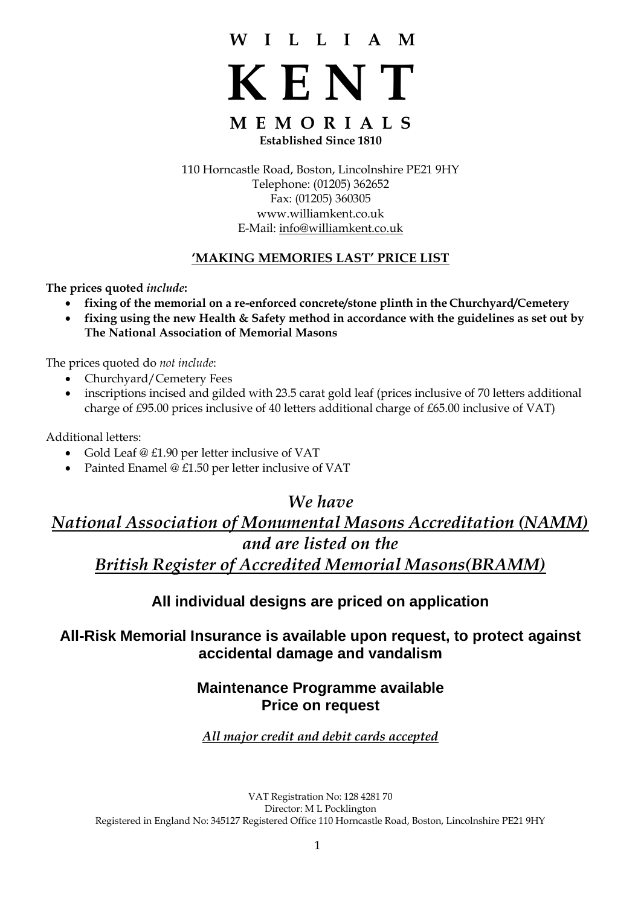# W I L L I A M

# K E N T

## M E M O R I A L S

**Established Since 1810**

110 Horncastle Road, Boston, Lincolnshire PE21 9HY
Telephone: (01205) 362652
Fax: (01205) 360305
www.williamkent.co.uk
E-Mail: info@williamkent.co.uk

**'MAKING MEMORIES LAST' PRICE LIST**

**The prices quoted *include*:**

- **fixing of the memorial on a re-enforced concrete/stone plinth in the Churchyard/Cemetery**
- **fixing using the new Health & Safety method in accordance with the guidelines as set out by The National Association of Memorial Masons**

The prices quoted do *not include*:

- Churchyard/Cemetery Fees
- inscriptions incised and gilded with 23.5 carat gold leaf (prices inclusive of 70 letters additional charge of £95.00 prices inclusive of 40 letters additional charge of £65.00 inclusive of VAT)

Additional letters:

- Gold Leaf @ £1.90 per letter inclusive of VAT
- Painted Enamel @ £1.50 per letter inclusive of VAT

*We have*
***National Association of Monumental Masons Accreditation (NAMM)***
*and are listed on the*
***British Register of Accredited Memorial Masons(BRAMM)***

**All individual designs are priced on application**

**All-Risk Memorial Insurance is available upon request, to protect against accidental damage and vandalism**

**Maintenance Programme available**
**Price on request**

*All major credit and debit cards accepted*

VAT Registration No: 128 4281 70
Director: M L Pocklington
Registered in England No: 345127 Registered Office 110 Horncastle Road, Boston, Lincolnshire PE21 9HY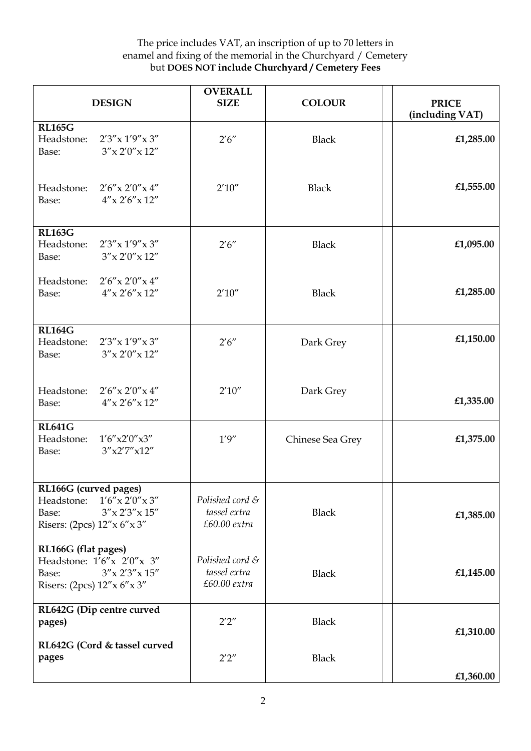The price includes VAT, an inscription of up to 70 letters in enamel and fixing of the memorial in the Churchyard / Cemetery but **DOES NOT include Churchyard / Cemetery Fees**

| DESIGN | OVERALL SIZE | COLOUR | | PRICE (including VAT) |
|---|---|---|---|---|
| **RL165G**<br>Headstone: 2′3″ x 1′9″ x 3″<br>Base: 3″ x 2′0″ x 12″ | 2′6″ | Black | | **£1,285.00** |
| Headstone: 2′6″ x 2′0″ x 4″<br>Base: 4″ x 2′6″ x 12″ | 2′10″ | Black | | **£1,555.00** |
| **RL163G**<br>Headstone: 2′3″ x 1′9″ x 3″<br>Base: 3″ x 2′0″ x 12″ | 2′6″ | Black | | **£1,095.00** |
| Headstone: 2′6″ x 2′0″ x 4″<br>Base: 4″ x 2′6″ x 12″ | 2′10″ | Black | | **£1,285.00** |
| **RL164G**<br>Headstone: 2′3″ x 1′9″ x 3″<br>Base: 3″ x 2′0″ x 12″ | 2′6″ | Dark Grey | | **£1,150.00** |
| Headstone: 2′6″ x 2′0″ x 4″<br>Base: 4″ x 2′6″ x 12″ | 2′10″ | Dark Grey | | **£1,335.00** |
| **RL641G**<br>Headstone: 1′6″x2′0″x3″<br>Base: 3″x2′7″x12″ | 1′9″ | Chinese Sea Grey | | **£1,375.00** |
| **RL166G (curved pages)**<br>Headstone: 1′6″ x 2′0″ x 3″<br>Base: 3″ x 2′3″ x 15″<br>Risers: (2pcs) 12″ x 6″ x 3″ | *Polished cord & tassel extra £60.00 extra* | Black | | **£1,385.00** |
| **RL166G (flat pages)**<br>Headstone: 1′6″ x 2′0″ x 3″<br>Base: 3″ x 2′3″ x 15″<br>Risers: (2pcs) 12″ x 6″ x 3″ | *Polished cord & tassel extra £60.00 extra* | Black | | **£1,145.00** |
| **RL642G (Dip centre curved pages)** | 2′2″ | Black | | **£1,310.00** |
| **RL642G (Cord & tassel curved pages** | 2′2″ | Black | | **£1,360.00** |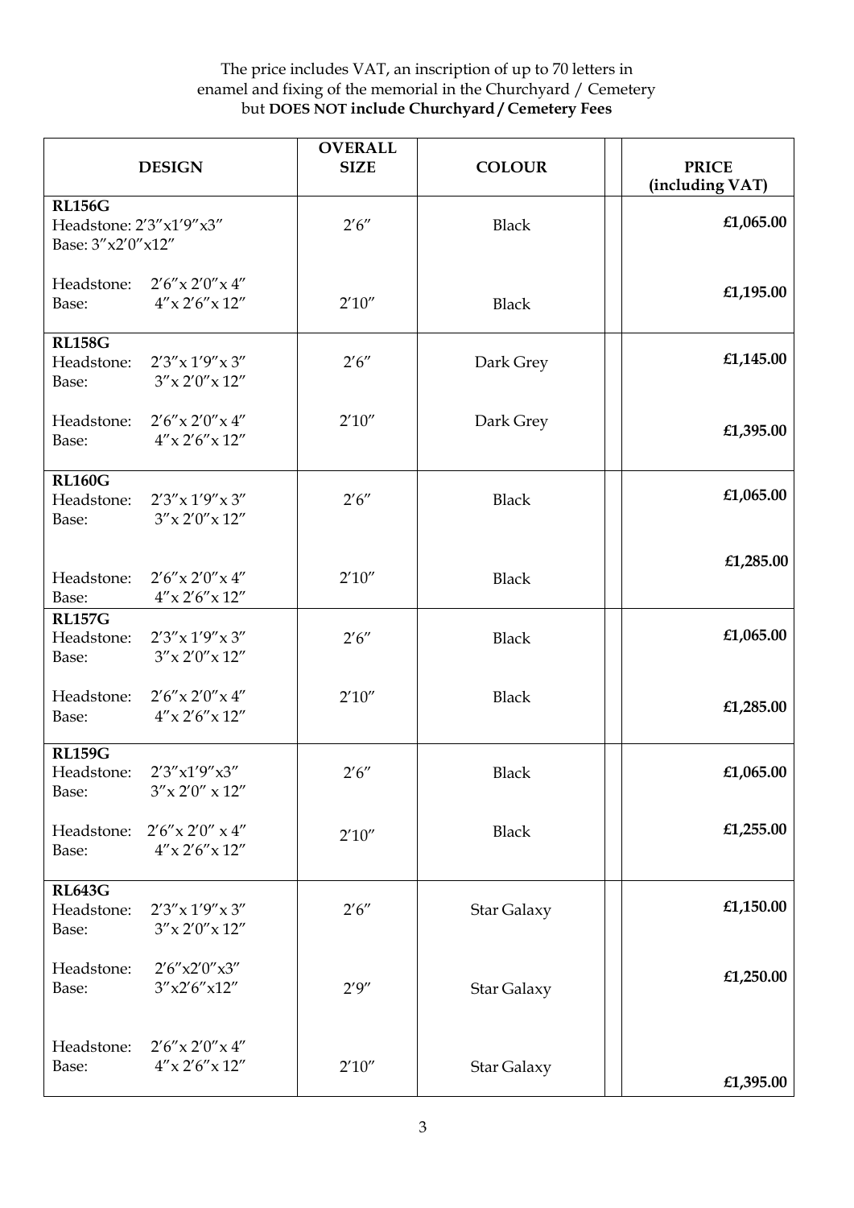The price includes VAT, an inscription of up to 70 letters in enamel and fixing of the memorial in the Churchyard / Cemetery but **DOES NOT include Churchyard / Cemetery Fees**

| DESIGN | OVERALL SIZE | COLOUR | | PRICE (including VAT) |
|---|---|---|---|---|
| **RL156G**<br>Headstone: 2′3″x1′9″x3″<br>Base: 3″x2′0″x12″ | 2′6″ | Black | | **£1,065.00** |
| Headstone: 2′6″x 2′0″x 4″<br>Base: 4″x 2′6″x 12″ | 2′10″ | Black | | **£1,195.00** |
| **RL158G**<br>Headstone: 2′3″x 1′9″x 3″<br>Base: 3″x 2′0″x 12″ | 2′6″ | Dark Grey | | **£1,145.00** |
| Headstone: 2′6″x 2′0″x 4″<br>Base: 4″x 2′6″x 12″ | 2′10″ | Dark Grey | | **£1,395.00** |
| **RL160G**<br>Headstone: 2′3″x 1′9″x 3″<br>Base: 3″x 2′0″x 12″ | 2′6″ | Black | | **£1,065.00** |
| Headstone: 2′6″x 2′0″x 4″<br>Base: 4″x 2′6″x 12″ | 2′10″ | Black | | **£1,285.00** |
| **RL157G**<br>Headstone: 2′3″x 1′9″x 3″<br>Base: 3″x 2′0″x 12″ | 2′6″ | Black | | **£1,065.00** |
| Headstone: 2′6″x 2′0″x 4″<br>Base: 4″x 2′6″x 12″ | 2′10″ | Black | | **£1,285.00** |
| **RL159G**<br>Headstone: 2′3″x1′9″x3″<br>Base: 3″x 2′0″ x 12″ | 2′6″ | Black | | **£1,065.00** |
| Headstone: 2′6″x 2′0″ x 4″<br>Base: 4″x 2′6″x 12″ | 2′10″ | Black | | **£1,255.00** |
| **RL643G**<br>Headstone: 2′3″x 1′9″x 3″<br>Base: 3″x 2′0″x 12″ | 2′6″ | Star Galaxy | | **£1,150.00** |
| Headstone: 2′6″x2′0″x3″<br>Base: 3″x2′6″x12″ | 2′9″ | Star Galaxy | | **£1,250.00** |
| Headstone: 2′6″x 2′0″x 4″<br>Base: 4″x 2′6″x 12″ | 2′10″ | Star Galaxy | | **£1,395.00** |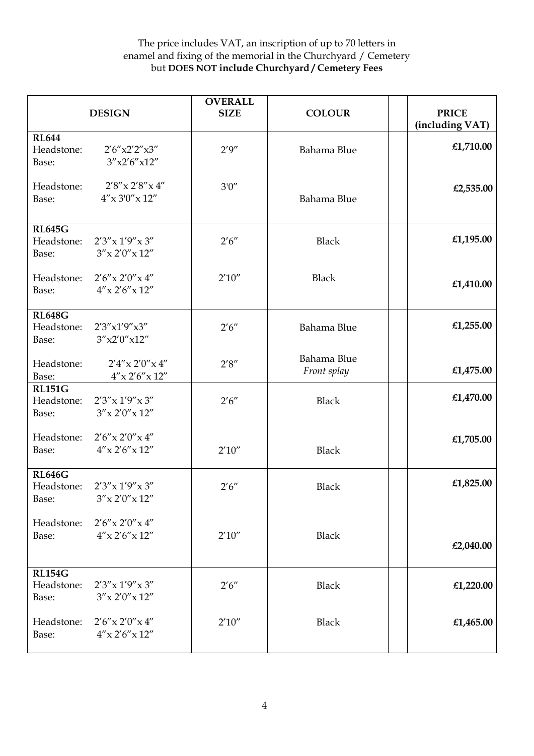The price includes VAT, an inscription of up to 70 letters in enamel and fixing of the memorial in the Churchyard / Cemetery but **DOES NOT include Churchyard / Cemetery Fees**

| DESIGN | OVERALL SIZE | COLOUR | | PRICE (including VAT) |
|---|---|---|---|---|
| **RL644**<br>Headstone: 2′6″x2′2″x3″<br>Base: 3″x2′6″x12″ | 2′9″ | Bahama Blue | | **£1,710.00** |
| Headstone: 2′8″x 2′8″x 4″<br>Base: 4″x 3′0″x 12″ | 3′0″ | Bahama Blue | | **£2,535.00** |
| **RL645G**<br>Headstone: 2′3″x 1′9″x 3″<br>Base: 3″x 2′0″x 12″ | 2′6″ | Black | | **£1,195.00** |
| Headstone: 2′6″x 2′0″x 4″<br>Base: 4″x 2′6″x 12″ | 2′10″ | Black | | **£1,410.00** |
| **RL648G**<br>Headstone: 2′3″x1′9″x3″<br>Base: 3″x2′0″x12″ | 2′6″ | Bahama Blue | | **£1,255.00** |
| Headstone: 2′4″x 2′0″x 4″<br>Base: 4″x 2′6″x 12″ | 2′8″ | Bahama Blue<br>*Front splay* | | **£1,475.00** |
| **RL151G**<br>Headstone: 2′3″x 1′9″x 3″<br>Base: 3″x 2′0″x 12″ | 2′6″ | Black | | **£1,470.00** |
| Headstone: 2′6″x 2′0″x 4″<br>Base: 4″x 2′6″x 12″ | 2′10″ | Black | | **£1,705.00** |
| **RL646G**<br>Headstone: 2′3″x 1′9″x 3″<br>Base: 3″x 2′0″x 12″ | 2′6″ | Black | | **£1,825.00** |
| Headstone: 2′6″x 2′0″x 4″<br>Base: 4″x 2′6″x 12″ | 2′10″ | Black | | **£2,040.00** |
| **RL154G**<br>Headstone: 2′3″x 1′9″x 3″<br>Base: 3″x 2′0″x 12″ | 2′6″ | Black | | **£1,220.00** |
| Headstone: 2′6″x 2′0″x 4″<br>Base: 4″x 2′6″x 12″ | 2′10″ | Black | | **£1,465.00** |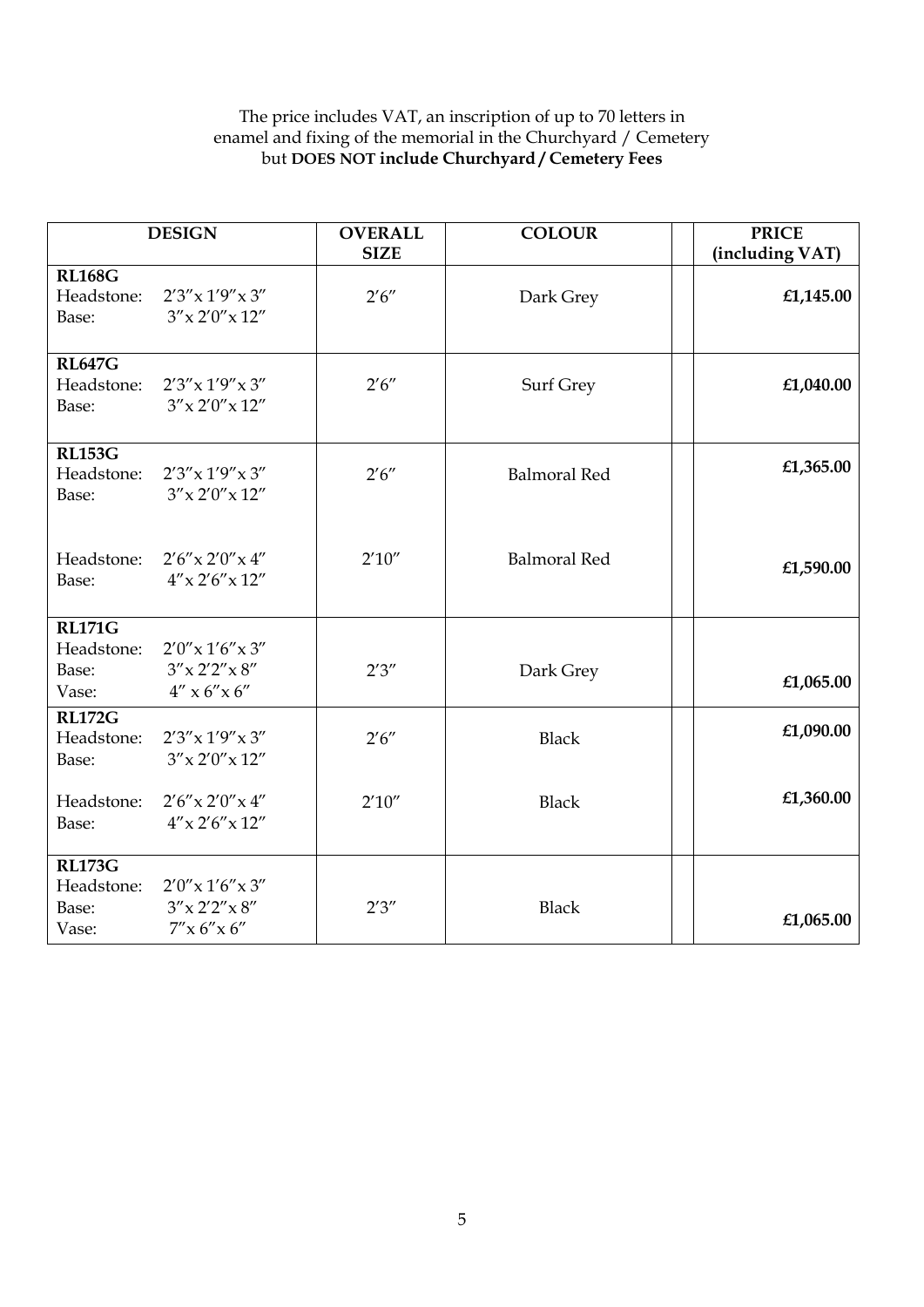The price includes VAT, an inscription of up to 70 letters in enamel and fixing of the memorial in the Churchyard / Cemetery but **DOES NOT include Churchyard / Cemetery Fees**

| DESIGN | OVERALL SIZE | COLOUR | | PRICE (including VAT) |
|---|---|---|---|---|
| **RL168G**<br>Headstone: 2′3″x 1′9″x 3″<br>Base: 3″x 2′0″x 12″ | 2′6″ | Dark Grey | | **£1,145.00** |
| **RL647G**<br>Headstone: 2′3″x 1′9″x 3″<br>Base: 3″x 2′0″x 12″ | 2′6″ | Surf Grey | | **£1,040.00** |
| **RL153G**<br>Headstone: 2′3″x 1′9″x 3″<br>Base: 3″x 2′0″x 12″ | 2′6″ | Balmoral Red | | **£1,365.00** |
| Headstone: 2′6″x 2′0″x 4″<br>Base: 4″x 2′6″x 12″ | 2′10″ | Balmoral Red | | **£1,590.00** |
| **RL171G**<br>Headstone: 2′0″x 1′6″x 3″<br>Base: 3″x 2′2″x 8″<br>Vase: 4″ x 6″x 6″ | 2′3″ | Dark Grey | | **£1,065.00** |
| **RL172G**<br>Headstone: 2′3″x 1′9″x 3″<br>Base: 3″x 2′0″x 12″ | 2′6″ | Black | | **£1,090.00** |
| Headstone: 2′6″x 2′0″x 4″<br>Base: 4″x 2′6″x 12″ | 2′10″ | Black | | **£1,360.00** |
| **RL173G**<br>Headstone: 2′0″x 1′6″x 3″<br>Base: 3″x 2′2″x 8″<br>Vase: 7″x 6″x 6″ | 2′3″ | Black | | **£1,065.00** |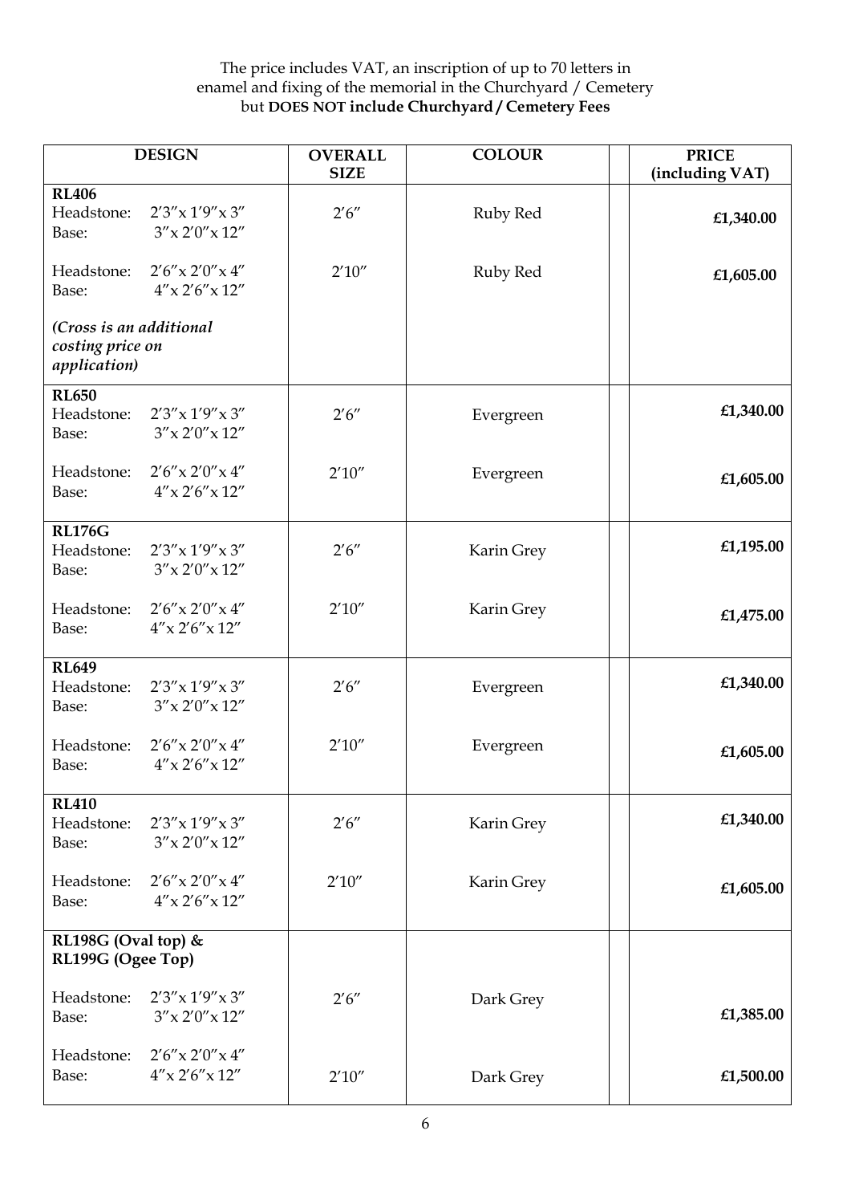The price includes VAT, an inscription of up to 70 letters in enamel and fixing of the memorial in the Churchyard / Cemetery but **DOES NOT include Churchyard / Cemetery Fees**

| DESIGN | OVERALL SIZE | COLOUR | | PRICE (including VAT) |
|---|---|---|---|---|
| **RL406** | | | | |
| Headstone: 2′3″ x 1′9″ x 3″<br>Base: 3″ x 2′0″ x 12″ | 2′6″ | Ruby Red | | **£1,340.00** |
| Headstone: 2′6″ x 2′0″ x 4″<br>Base: 4″ x 2′6″ x 12″ | 2′10″ | Ruby Red | | **£1,605.00** |
| ***(Cross is an additional costing price on application)*** | | | | |
| **RL650** | | | | |
| Headstone: 2′3″ x 1′9″ x 3″<br>Base: 3″ x 2′0″ x 12″ | 2′6″ | Evergreen | | **£1,340.00** |
| Headstone: 2′6″ x 2′0″ x 4″<br>Base: 4″ x 2′6″ x 12″ | 2′10″ | Evergreen | | **£1,605.00** |
| **RL176G** | | | | |
| Headstone: 2′3″ x 1′9″ x 3″<br>Base: 3″ x 2′0″ x 12″ | 2′6″ | Karin Grey | | **£1,195.00** |
| Headstone: 2′6″ x 2′0″ x 4″<br>Base: 4″ x 2′6″ x 12″ | 2′10″ | Karin Grey | | **£1,475.00** |
| **RL649** | | | | |
| Headstone: 2′3″ x 1′9″ x 3″<br>Base: 3″ x 2′0″ x 12″ | 2′6″ | Evergreen | | **£1,340.00** |
| Headstone: 2′6″ x 2′0″ x 4″<br>Base: 4″ x 2′6″ x 12″ | 2′10″ | Evergreen | | **£1,605.00** |
| **RL410** | | | | |
| Headstone: 2′3″ x 1′9″ x 3″<br>Base: 3″ x 2′0″ x 12″ | 2′6″ | Karin Grey | | **£1,340.00** |
| Headstone: 2′6″ x 2′0″ x 4″<br>Base: 4″ x 2′6″ x 12″ | 2′10″ | Karin Grey | | **£1,605.00** |
| **RL198G (Oval top) & RL199G (Ogee Top)** | | | | |
| Headstone: 2′3″ x 1′9″ x 3″<br>Base: 3″ x 2′0″ x 12″ | 2′6″ | Dark Grey | | **£1,385.00** |
| Headstone: 2′6″ x 2′0″ x 4″<br>Base: 4″ x 2′6″ x 12″ | 2′10″ | Dark Grey | | **£1,500.00** |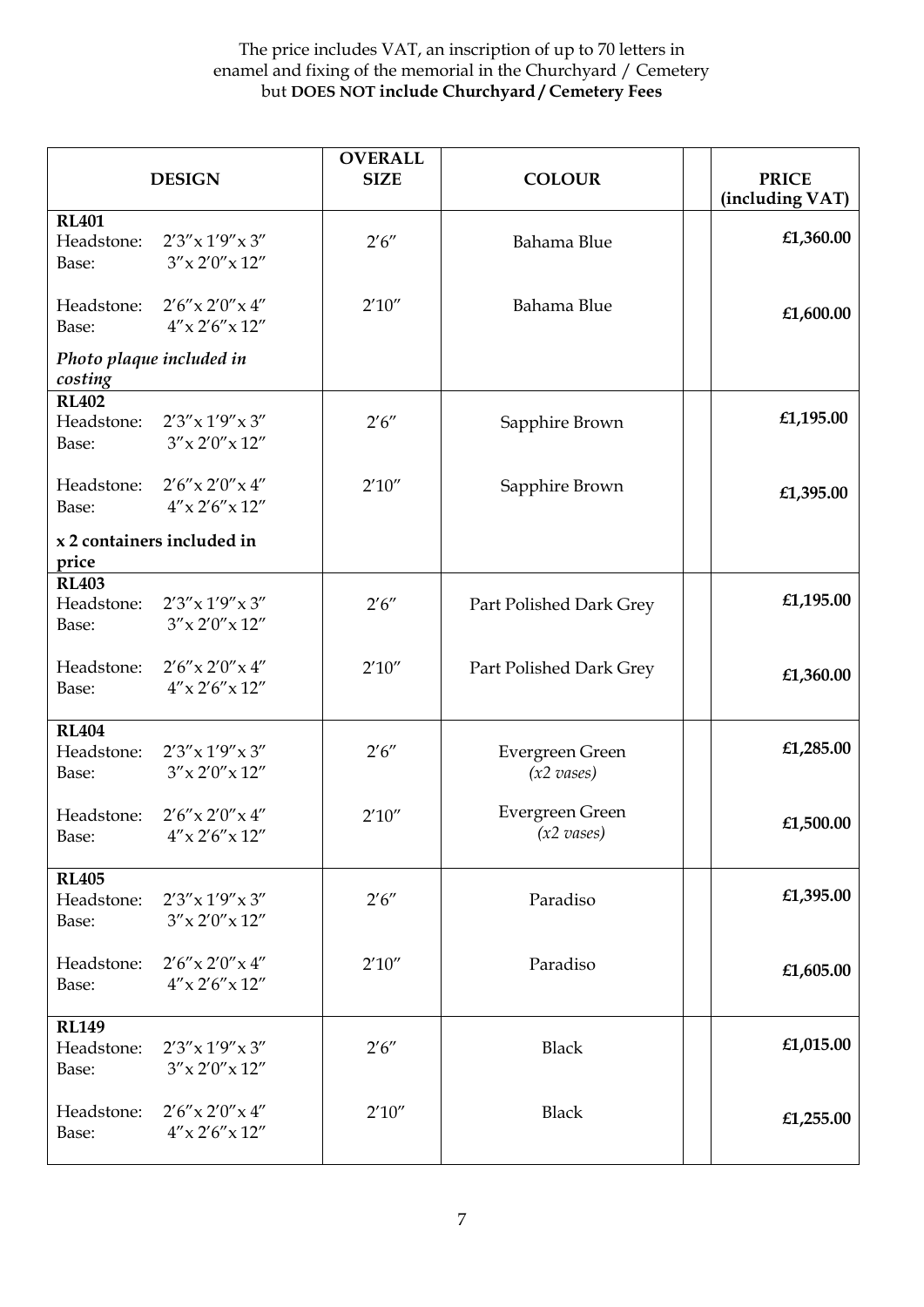The price includes VAT, an inscription of up to 70 letters in enamel and fixing of the memorial in the Churchyard / Cemetery but **DOES NOT include Churchyard / Cemetery Fees**

| DESIGN | OVERALL SIZE | COLOUR | | PRICE (including VAT) |
|---|---|---|---|---|
| **RL401**<br>Headstone: 2′3″ x 1′9″ x 3″<br>Base: 3″ x 2′0″ x 12″ | 2′6″ | Bahama Blue | | **£1,360.00** |
| Headstone: 2′6″ x 2′0″ x 4″<br>Base: 4″ x 2′6″ x 12″ | 2′10″ | Bahama Blue | | **£1,600.00** |
| ***Photo plaque included in costing*** | | | | |
| **RL402**<br>Headstone: 2′3″ x 1′9″ x 3″<br>Base: 3″ x 2′0″ x 12″ | 2′6″ | Sapphire Brown | | **£1,195.00** |
| Headstone: 2′6″ x 2′0″ x 4″<br>Base: 4″ x 2′6″ x 12″ | 2′10″ | Sapphire Brown | | **£1,395.00** |
| **x 2 containers included in price** | | | | |
| **RL403**<br>Headstone: 2′3″ x 1′9″ x 3″<br>Base: 3″ x 2′0″ x 12″ | 2′6″ | Part Polished Dark Grey | | **£1,195.00** |
| Headstone: 2′6″ x 2′0″ x 4″<br>Base: 4″ x 2′6″ x 12″ | 2′10″ | Part Polished Dark Grey | | **£1,360.00** |
| **RL404**<br>Headstone: 2′3″ x 1′9″ x 3″<br>Base: 3″ x 2′0″ x 12″ | 2′6″ | Evergreen Green<br>*(x2 vases)* | | **£1,285.00** |
| Headstone: 2′6″ x 2′0″ x 4″<br>Base: 4″ x 2′6″ x 12″ | 2′10″ | Evergreen Green<br>*(x2 vases)* | | **£1,500.00** |
| **RL405**<br>Headstone: 2′3″ x 1′9″ x 3″<br>Base: 3″ x 2′0″ x 12″ | 2′6″ | Paradiso | | **£1,395.00** |
| Headstone: 2′6″ x 2′0″ x 4″<br>Base: 4″ x 2′6″ x 12″ | 2′10″ | Paradiso | | **£1,605.00** |
| **RL149**<br>Headstone: 2′3″ x 1′9″ x 3″<br>Base: 3″ x 2′0″ x 12″ | 2′6″ | Black | | **£1,015.00** |
| Headstone: 2′6″ x 2′0″ x 4″<br>Base: 4″ x 2′6″ x 12″ | 2′10″ | Black | | **£1,255.00** |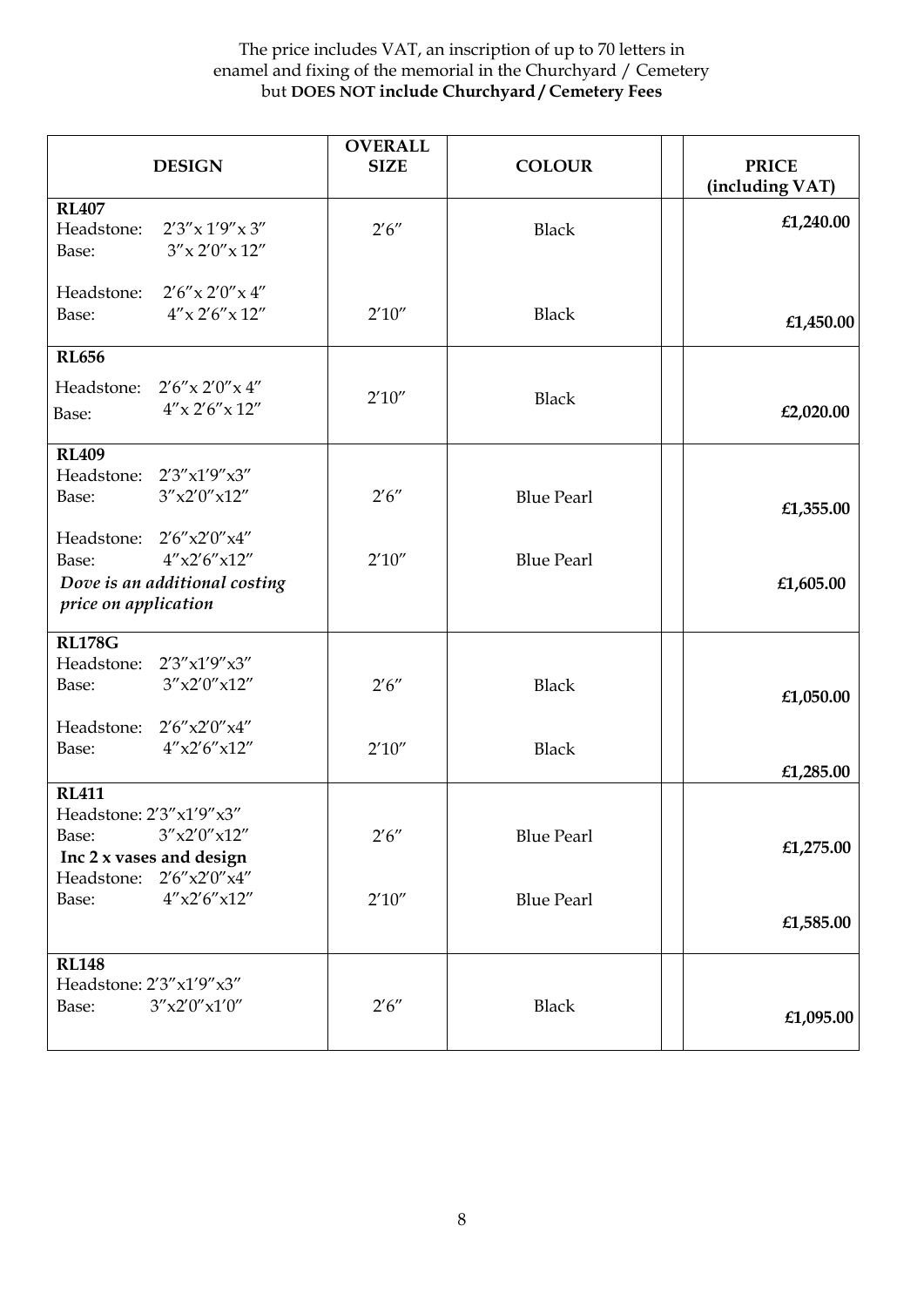The price includes VAT, an inscription of up to 70 letters in enamel and fixing of the memorial in the Churchyard / Cemetery but **DOES NOT include Churchyard / Cemetery Fees**

| DESIGN | OVERALL SIZE | COLOUR | | PRICE (including VAT) |
|---|---|---|---|---|
| **RL407**<br>Headstone: 2′3″x 1′9″x 3″<br>Base: 3″x 2′0″x 12″ | 2′6″ | Black | | £1,240.00 |
| Headstone: 2′6″x 2′0″x 4″<br>Base: 4″x 2′6″x 12″ | 2′10″ | Black | | £1,450.00 |
| **RL656**<br>Headstone: 2′6″x 2′0″x 4″<br>Base: 4″x 2′6″x 12″ | 2′10″ | Black | | £2,020.00 |
| **RL409**<br>Headstone: 2′3″x1′9″x3″<br>Base: 3″x2′0″x12″ | 2′6″ | Blue Pearl | | £1,355.00 |
| Headstone: 2′6″x2′0″x4″<br>Base: 4″x2′6″x12″<br>*Dove is an additional costing price on application* | 2′10″ | Blue Pearl | | £1,605.00 |
| **RL178G**<br>Headstone: 2′3″x1′9″x3″<br>Base: 3″x2′0″x12″ | 2′6″ | Black | | £1,050.00 |
| Headstone: 2′6″x2′0″x4″<br>Base: 4″x2′6″x12″ | 2′10″ | Black | | £1,285.00 |
| **RL411**<br>Headstone: 2′3″x1′9″x3″<br>Base: 3″x2′0″x12″<br>**Inc 2 x vases and design** | 2′6″ | Blue Pearl | | £1,275.00 |
| Headstone: 2′6″x2′0″x4″<br>Base: 4″x2′6″x12″ | 2′10″ | Blue Pearl | | £1,585.00 |
| **RL148**<br>Headstone: 2′3″x1′9″x3″<br>Base: 3″x2′0″x1′0″ | 2′6″ | Black | | £1,095.00 |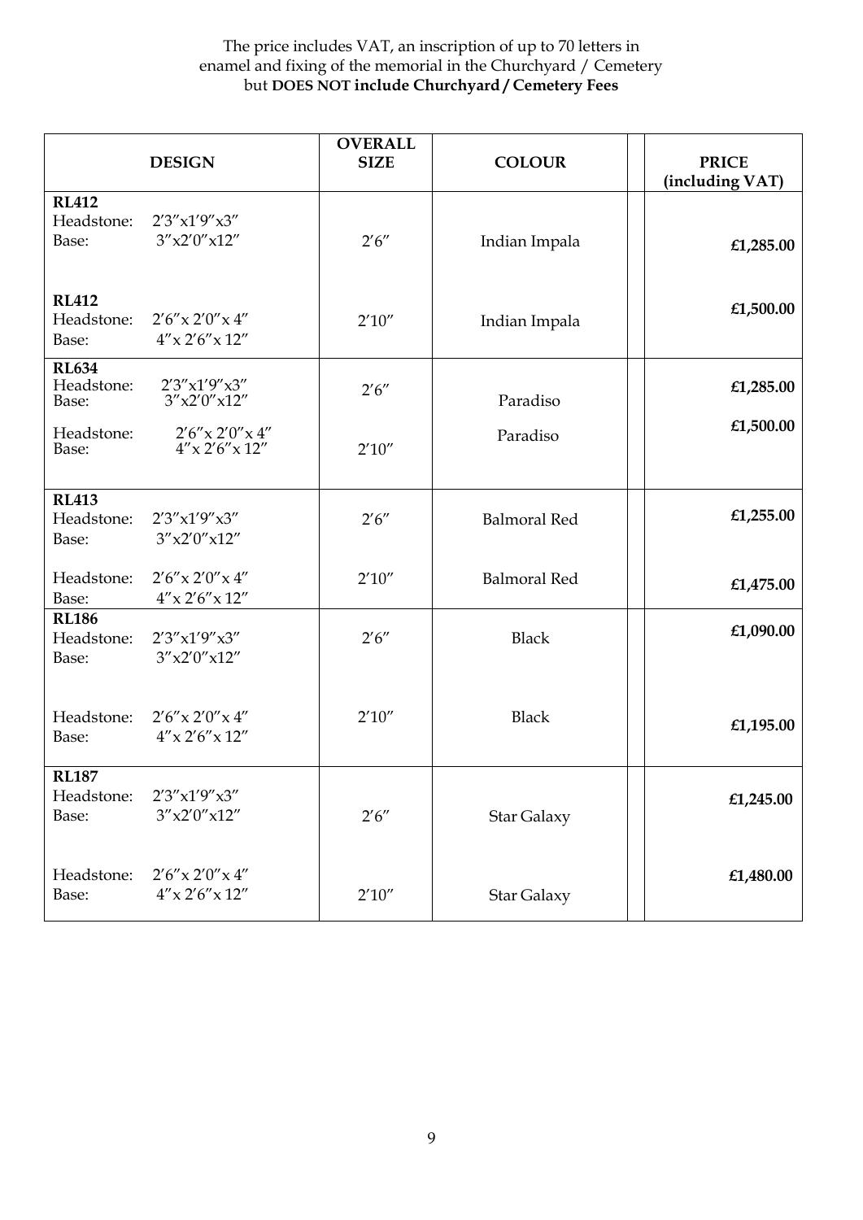The price includes VAT, an inscription of up to 70 letters in enamel and fixing of the memorial in the Churchyard / Cemetery but **DOES NOT include Churchyard / Cemetery Fees**

| DESIGN | OVERALL SIZE | COLOUR | | PRICE (including VAT) |
|---|---|---|---|---|
| **RL412**<br>Headstone: 2′3″x1′9″x3″<br>Base: 3″x2′0″x12″ | 2′6″ | Indian Impala | | **£1,285.00** |
| **RL412**<br>Headstone: 2′6″x 2′0″x 4″<br>Base: 4″x 2′6″x 12″ | 2′10″ | Indian Impala | | **£1,500.00** |
| **RL634**<br>Headstone: 2′3″x1′9″x3″<br>Base: 3″x2′0″x12″ | 2′6″ | Paradiso | | **£1,285.00** |
| Headstone: 2′6″x 2′0″x 4″<br>Base: 4″x 2′6″x 12″ | 2′10″ | Paradiso | | **£1,500.00** |
| **RL413**<br>Headstone: 2′3″x1′9″x3″<br>Base: 3″x2′0″x12″ | 2′6″ | Balmoral Red | | **£1,255.00** |
| Headstone: 2′6″x 2′0″x 4″<br>Base: 4″x 2′6″x 12″ | 2′10″ | Balmoral Red | | **£1,475.00** |
| **RL186**<br>Headstone: 2′3″x1′9″x3″<br>Base: 3″x2′0″x12″ | 2′6″ | Black | | **£1,090.00** |
| Headstone: 2′6″x 2′0″x 4″<br>Base: 4″x 2′6″x 12″ | 2′10″ | Black | | **£1,195.00** |
| **RL187**<br>Headstone: 2′3″x1′9″x3″<br>Base: 3″x2′0″x12″ | 2′6″ | Star Galaxy | | **£1,245.00** |
| Headstone: 2′6″x 2′0″x 4″<br>Base: 4″x 2′6″x 12″ | 2′10″ | Star Galaxy | | **£1,480.00** |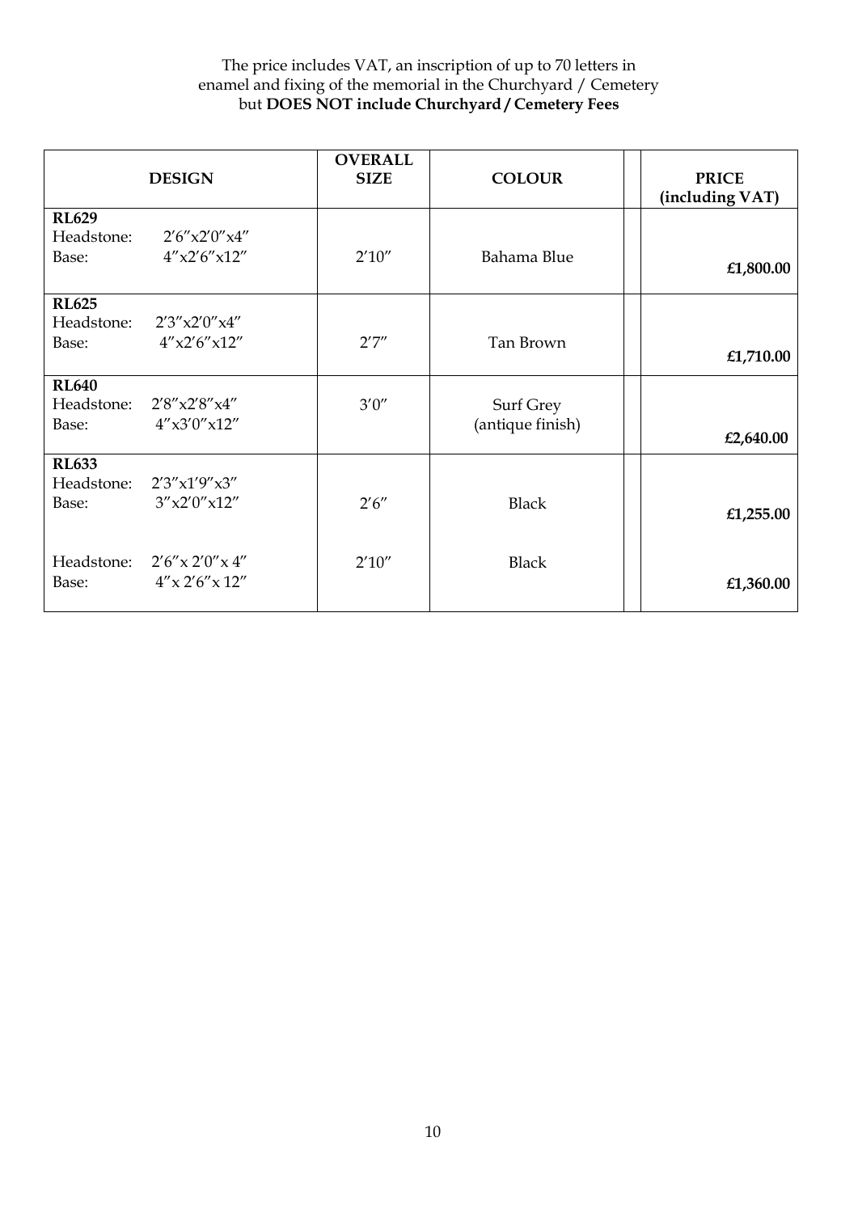The price includes VAT, an inscription of up to 70 letters in enamel and fixing of the memorial in the Churchyard / Cemetery but **DOES NOT include Churchyard / Cemetery Fees**

| DESIGN | OVERALL SIZE | COLOUR | | PRICE (including VAT) |
|---|---|---|---|---|
| **RL629**<br>Headstone: 2′6″x2′0″x4″<br>Base: 4″x2′6″x12″ | 2′10″ | Bahama Blue | | **£1,800.00** |
| **RL625**<br>Headstone: 2′3″x2′0″x4″<br>Base: 4″x2′6″x12″ | 2′7″ | Tan Brown | | **£1,710.00** |
| **RL640**<br>Headstone: 2′8″x2′8″x4″<br>Base: 4″x3′0″x12″ | 3′0″ | Surf Grey (antique finish) | | **£2,640.00** |
| **RL633**<br>Headstone: 2′3″x1′9″x3″<br>Base: 3″x2′0″x12″ | 2′6″ | Black | | **£1,255.00** |
| Headstone: 2′6″x 2′0″x 4″<br>Base: 4″x 2′6″x 12″ | 2′10″ | Black | | **£1,360.00** |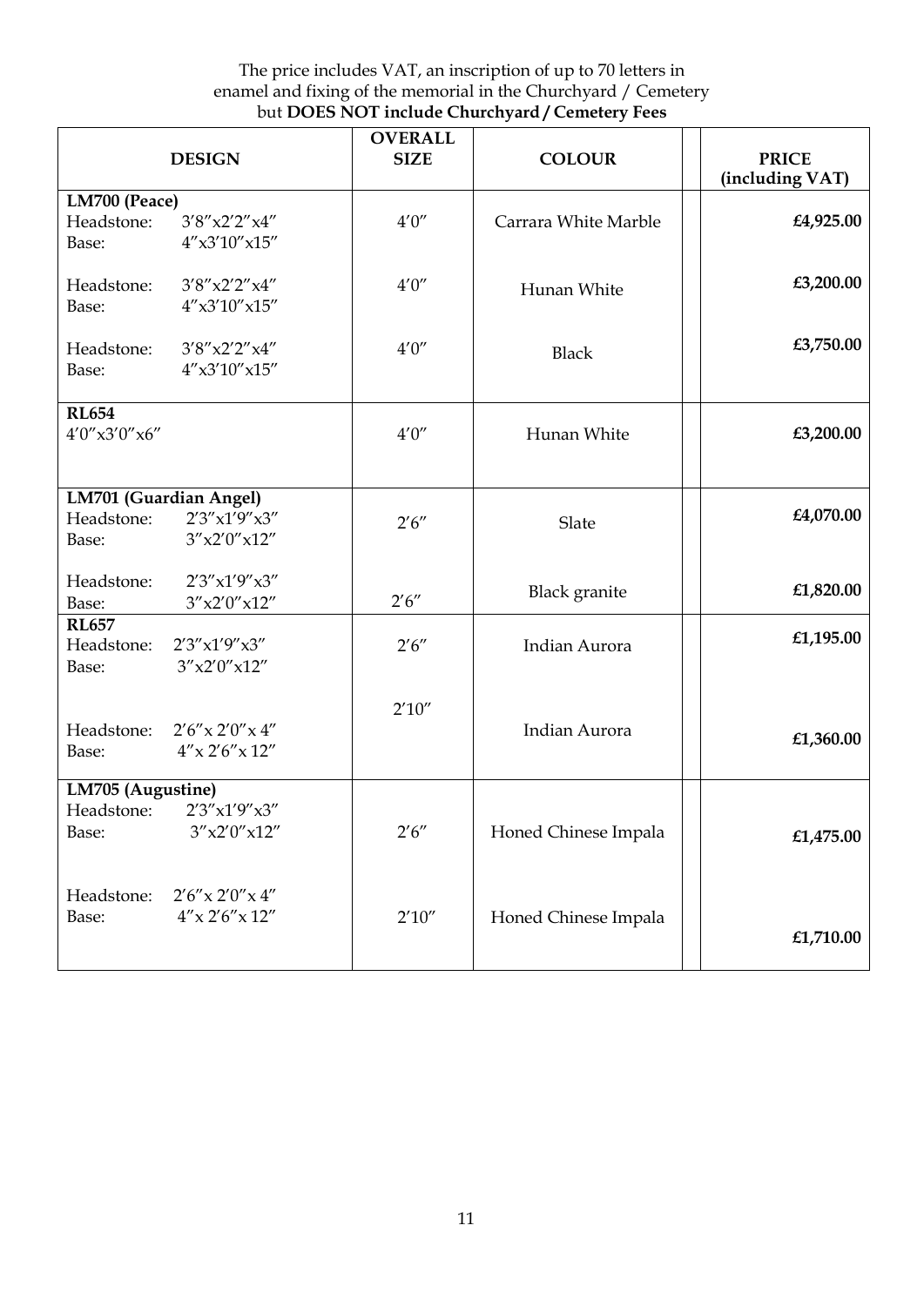The price includes VAT, an inscription of up to 70 letters in enamel and fixing of the memorial in the Churchyard / Cemetery but **DOES NOT include Churchyard / Cemetery Fees**

| DESIGN | OVERALL SIZE | COLOUR | PRICE (including VAT) |
|---|---|---|---|
| **LM700 (Peace)**<br>Headstone: 3′8″x2′2″x4″<br>Base: 4″x3′10″x15″ | 4′0″ | Carrara White Marble | **£4,925.00** |
| Headstone: 3′8″x2′2″x4″<br>Base: 4″x3′10″x15″ | 4′0″ | Hunan White | **£3,200.00** |
| Headstone: 3′8″x2′2″x4″<br>Base: 4″x3′10″x15″ | 4′0″ | Black | **£3,750.00** |
| **RL654**<br>4′0″x3′0″x6″ | 4′0″ | Hunan White | **£3,200.00** |
| **LM701 (Guardian Angel)**<br>Headstone: 2′3″x1′9″x3″<br>Base: 3″x2′0″x12″ | 2′6″ | Slate | **£4,070.00** |
| Headstone: 2′3″x1′9″x3″<br>Base: 3″x2′0″x12″ | 2′6″ | Black granite | **£1,820.00** |
| **RL657**<br>Headstone: 2′3″x1′9″x3″<br>Base: 3″x2′0″x12″ | 2′6″ | Indian Aurora | **£1,195.00** |
| Headstone: 2′6″x 2′0″x 4″<br>Base: 4″x 2′6″x 12″ | 2′10″ | Indian Aurora | **£1,360.00** |
| **LM705 (Augustine)**<br>Headstone: 2′3″x1′9″x3″<br>Base: 3″x2′0″x12″ | 2′6″ | Honed Chinese Impala | **£1,475.00** |
| Headstone: 2′6″x 2′0″x 4″<br>Base: 4″x 2′6″x 12″ | 2′10″ | Honed Chinese Impala | **£1,710.00** |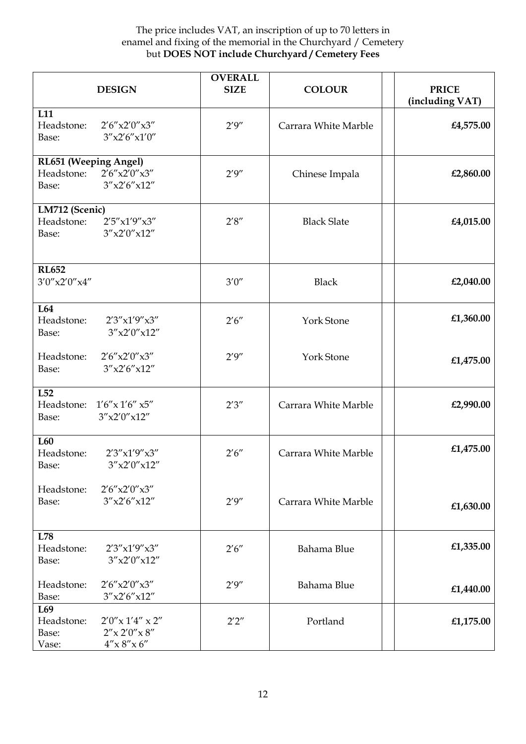The price includes VAT, an inscription of up to 70 letters in enamel and fixing of the memorial in the Churchyard / Cemetery but **DOES NOT include Churchyard / Cemetery Fees**

| DESIGN | OVERALL SIZE | COLOUR | | PRICE (including VAT) |
|---|---|---|---|---|
| **L11**<br>Headstone: 2′6″x2′0″x3″<br>Base: 3″x2′6″x1′0″ | 2′9″ | Carrara White Marble | | **£4,575.00** |
| **RL651 (Weeping Angel)**<br>Headstone: 2′6″x2′0″x3″<br>Base: 3″x2′6″x12″ | 2′9″ | Chinese Impala | | **£2,860.00** |
| **LM712 (Scenic)**<br>Headstone: 2′5″x1′9″x3″<br>Base: 3″x2′0″x12″ | 2′8″ | Black Slate | | **£4,015.00** |
| **RL652**<br>3′0″x2′0″x4″ | 3′0″ | Black | | **£2,040.00** |
| **L64**<br>Headstone: 2′3″x1′9″x3″<br>Base: 3″x2′0″x12″ | 2′6″ | York Stone | | **£1,360.00** |
| Headstone: 2′6″x2′0″x3″<br>Base: 3″x2′6″x12″ | 2′9″ | York Stone | | **£1,475.00** |
| **L52**<br>Headstone: 1′6″x 1′6″ x5″<br>Base: 3″x2′0″x12″ | 2′3″ | Carrara White Marble | | **£2,990.00** |
| **L60**<br>Headstone: 2′3″x1′9″x3″<br>Base: 3″x2′0″x12″ | 2′6″ | Carrara White Marble | | **£1,475.00** |
| Headstone: 2′6″x2′0″x3″<br>Base: 3″x2′6″x12″ | 2′9″ | Carrara White Marble | | **£1,630.00** |
| **L78**<br>Headstone: 2′3″x1′9″x3″<br>Base: 3″x2′0″x12″ | 2′6″ | Bahama Blue | | **£1,335.00** |
| Headstone: 2′6″x2′0″x3″<br>Base: 3″x2′6″x12″ | 2′9″ | Bahama Blue | | **£1,440.00** |
| **L69**<br>Headstone: 2′0″x 1′4″ x 2″<br>Base: 2″x 2′0″x 8″<br>Vase: 4″x 8″x 6″ | 2′2″ | Portland | | **£1,175.00** |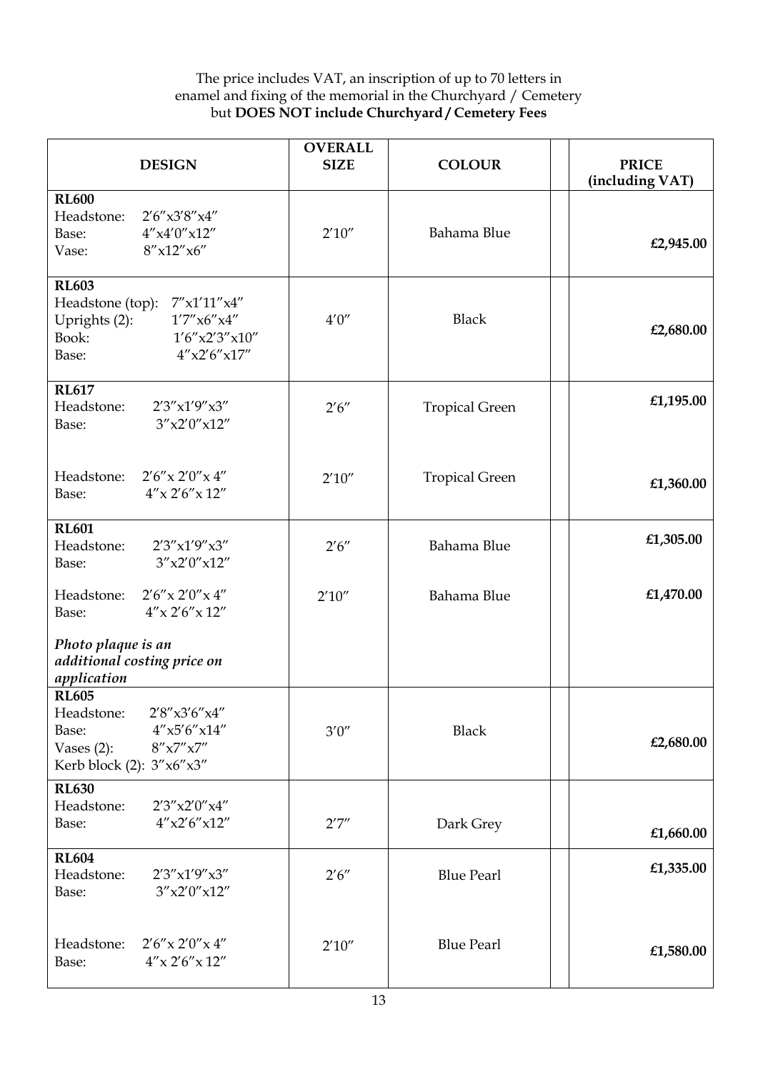The price includes VAT, an inscription of up to 70 letters in enamel and fixing of the memorial in the Churchyard / Cemetery but **DOES NOT include Churchyard / Cemetery Fees**

| DESIGN | OVERALL SIZE | COLOUR | | PRICE (including VAT) |
|---|---|---|---|---|
| **RL600**<br>Headstone: 2′6″x3′8″x4″<br>Base: 4″x4′0″x12″<br>Vase: 8″x12″x6″ | 2′10″ | Bahama Blue | | **£2,945.00** |
| **RL603**<br>Headstone (top): 7″x1′11″x4″<br>Uprights (2): 1′7″x6″x4″<br>Book: 1′6″x2′3″x10″<br>Base: 4″x2′6″x17″ | 4′0″ | Black | | **£2,680.00** |
| **RL617**<br>Headstone: 2′3″x1′9″x3″<br>Base: 3″x2′0″x12″ | 2′6″ | Tropical Green | | **£1,195.00** |
| Headstone: 2′6″x 2′0″x 4″<br>Base: 4″x 2′6″x 12″ | 2′10″ | Tropical Green | | **£1,360.00** |
| **RL601**<br>Headstone: 2′3″x1′9″x3″<br>Base: 3″x2′0″x12″ | 2′6″ | Bahama Blue | | **£1,305.00** |
| Headstone: 2′6″x 2′0″x 4″<br>Base: 4″x 2′6″x 12″<br><br>*Photo plaque is an additional costing price on application* | 2′10″ | Bahama Blue | | **£1,470.00** |
| **RL605**<br>Headstone: 2′8″x3′6″x4″<br>Base: 4″x5′6″x14″<br>Vases (2): 8″x7″x7″<br>Kerb block (2): 3″x6″x3″ | 3′0″ | Black | | **£2,680.00** |
| **RL630**<br>Headstone: 2′3″x2′0″x4″<br>Base: 4″x2′6″x12″ | 2′7″ | Dark Grey | | **£1,660.00** |
| **RL604**<br>Headstone: 2′3″x1′9″x3″<br>Base: 3″x2′0″x12″ | 2′6″ | Blue Pearl | | **£1,335.00** |
| Headstone: 2′6″x 2′0″x 4″<br>Base: 4″x 2′6″x 12″ | 2′10″ | Blue Pearl | | **£1,580.00** |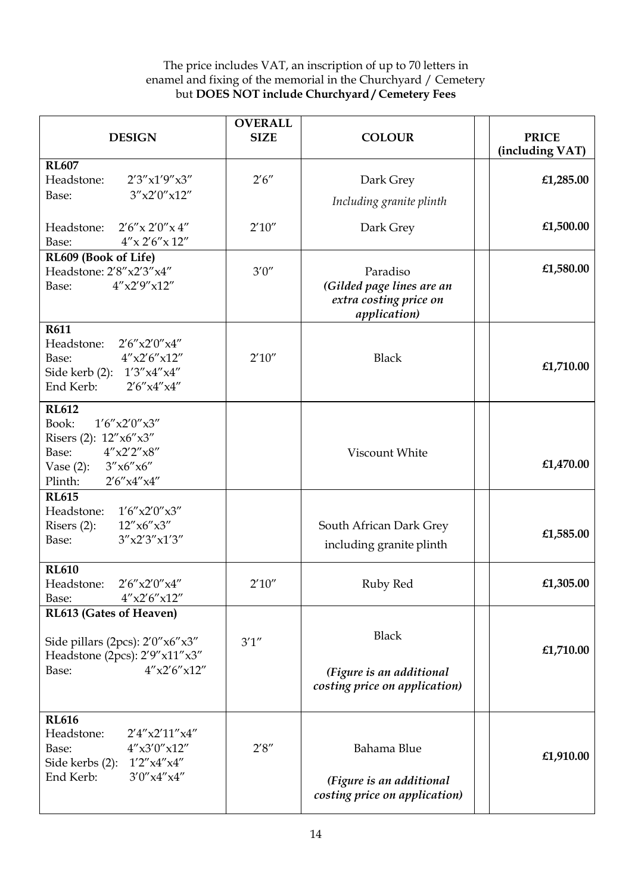The price includes VAT, an inscription of up to 70 letters in enamel and fixing of the memorial in the Churchyard / Cemetery but **DOES NOT include Churchyard / Cemetery Fees**

| DESIGN | OVERALL SIZE | COLOUR | | PRICE (including VAT) |
|---|---|---|---|---|
| **RL607**<br>Headstone: 2′3″x1′9″x3″<br>Base: 3″x2′0″x12″ | 2′6″ | Dark Grey<br>*Including granite plinth* | | **£1,285.00** |
| Headstone: 2′6″x 2′0″x 4″<br>Base: 4″x 2′6″x 12″ | 2′10″ | Dark Grey | | **£1,500.00** |
| **RL609 (Book of Life)**<br>Headstone: 2′8″x2′3″x4″<br>Base: 4″x2′9″x12″ | 3′0″ | Paradiso<br>***(Gilded page lines are an extra costing price on application)*** | | **£1,580.00** |
| **R611**<br>Headstone: 2′6″x2′0″x4″<br>Base: 4″x2′6″x12″<br>Side kerb (2): 1′3″x4″x4″<br>End Kerb: 2′6″x4″x4″ | 2′10″ | Black | | **£1,710.00** |
| **RL612**<br>Book: 1′6″x2′0″x3″<br>Risers (2): 12″x6″x3″<br>Base: 4″x2′2″x8″<br>Vase (2): 3″x6″x6″<br>Plinth: 2′6″x4″x4″ | | Viscount White | | **£1,470.00** |
| **RL615**<br>Headstone: 1′6″x2′0″x3″<br>Risers (2): 12″x6″x3″<br>Base: 3″x2′3″x1′3″ | | South African Dark Grey<br>including granite plinth | | **£1,585.00** |
| **RL610**<br>Headstone: 2′6″x2′0″x4″<br>Base: 4″x2′6″x12″ | 2′10″ | Ruby Red | | **£1,305.00** |
| **RL613 (Gates of Heaven)**<br>Side pillars (2pcs): 2′0″x6″x3″<br>Headstone (2pcs): 2′9″x11″x3″<br>Base: 4″x2′6″x12″ | 3′1″ | Black<br>***(Figure is an additional costing price on application)*** | | **£1,710.00** |
| **RL616**<br>Headstone: 2′4″x2′11″x4″<br>Base: 4″x3′0″x12″<br>Side kerbs (2): 1′2″x4″x4″<br>End Kerb: 3′0″x4″x4″ | 2′8″ | Bahama Blue<br>***(Figure is an additional costing price on application)*** | | **£1,910.00** |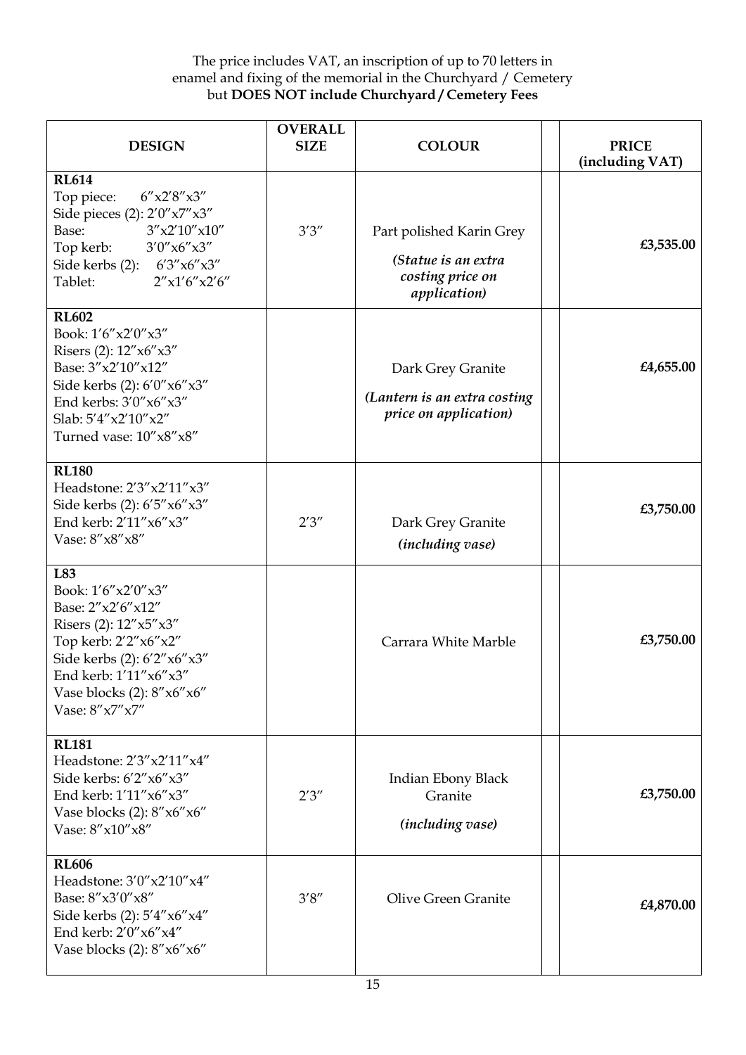The price includes VAT, an inscription of up to 70 letters in enamel and fixing of the memorial in the Churchyard / Cemetery but **DOES NOT include Churchyard / Cemetery Fees**

| DESIGN | OVERALL SIZE | COLOUR | | PRICE (including VAT) |
|---|---|---|---|---|
| **RL614**<br>Top piece: 6″x2′8″x3″<br>Side pieces (2): 2′0″x7″x3″<br>Base: 3″x2′10″x10″<br>Top kerb: 3′0″x6″x3″<br>Side kerbs (2): 6′3″x6″x3″<br>Tablet: 2″x1′6″x2′6″ | 3′3″ | Part polished Karin Grey<br>*(Statue is an extra costing price on application)* | | **£3,535.00** |
| **RL602**<br>Book: 1′6″x2′0″x3″<br>Risers (2): 12″x6″x3″<br>Base: 3″x2′10″x12″<br>Side kerbs (2): 6′0″x6″x3″<br>End kerbs: 3′0″x6″x3″<br>Slab: 5′4″x2′10″x2″<br>Turned vase: 10″x8″x8″ | | Dark Grey Granite<br>*(Lantern is an extra costing price on application)* | | **£4,655.00** |
| **RL180**<br>Headstone: 2′3″x2′11″x3″<br>Side kerbs (2): 6′5″x6″x3″<br>End kerb: 2′11″x6″x3″<br>Vase: 8″x8″x8″ | 2′3″ | Dark Grey Granite<br>*(including vase)* | | **£3,750.00** |
| **L83**<br>Book: 1′6″x2′0″x3″<br>Base: 2″x2′6″x12″<br>Risers (2): 12″x5″x3″<br>Top kerb: 2′2″x6″x2″<br>Side kerbs (2): 6′2″x6″x3″<br>End kerb: 1′11″x6″x3″<br>Vase blocks (2): 8″x6″x6″<br>Vase: 8″x7″x7″ | | Carrara White Marble | | **£3,750.00** |
| **RL181**<br>Headstone: 2′3″x2′11″x4″<br>Side kerbs: 6′2″x6″x3″<br>End kerb: 1′11″x6″x3″<br>Vase blocks (2): 8″x6″x6″<br>Vase: 8″x10″x8″ | 2′3″ | Indian Ebony Black Granite<br>*(including vase)* | | **£3,750.00** |
| **RL606**<br>Headstone: 3′0″x2′10″x4″<br>Base: 8″x3′0″x8″<br>Side kerbs (2): 5′4″x6″x4″<br>End kerb: 2′0″x6″x4″<br>Vase blocks (2): 8″x6″x6″ | 3′8″ | Olive Green Granite | | **£4,870.00** |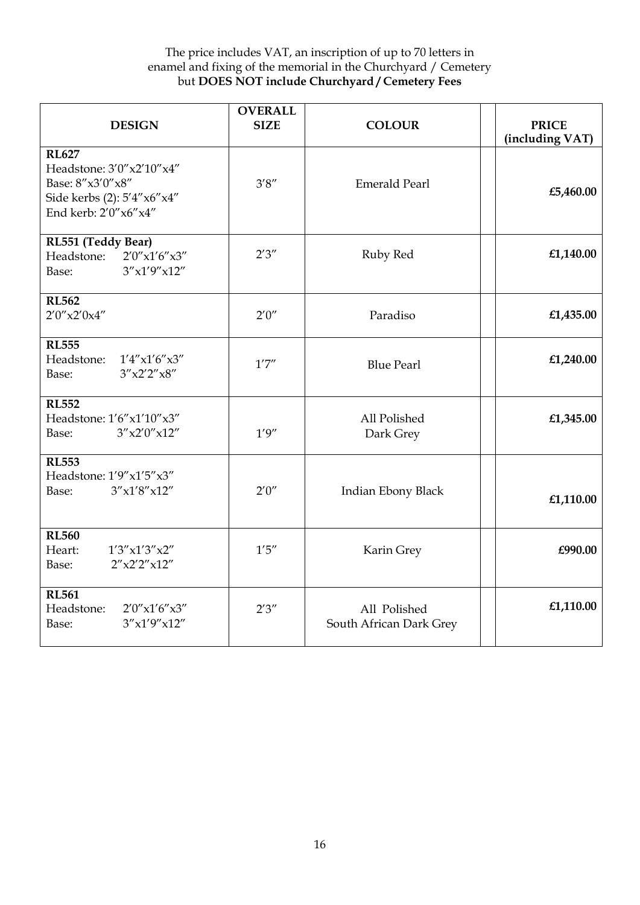The price includes VAT, an inscription of up to 70 letters in enamel and fixing of the memorial in the Churchyard / Cemetery but **DOES NOT include Churchyard / Cemetery Fees**

| DESIGN | OVERALL SIZE | COLOUR | | PRICE (including VAT) |
|---|---|---|---|---|
| **RL627**<br>Headstone: 3′0″x2′10″x4″<br>Base: 8″x3′0″x8″<br>Side kerbs (2): 5′4″x6″x4″<br>End kerb: 2′0″x6″x4″ | 3′8″ | Emerald Pearl | | **£5,460.00** |
| **RL551 (Teddy Bear)**<br>Headstone: 2′0″x1′6″x3″<br>Base: 3″x1′9″x12″ | 2′3″ | Ruby Red | | **£1,140.00** |
| **RL562**<br>2′0″x2′0x4″ | 2′0″ | Paradiso | | **£1,435.00** |
| **RL555**<br>Headstone: 1′4″x1′6″x3″<br>Base: 3″x2′2″x8″ | 1′7″ | Blue Pearl | | **£1,240.00** |
| **RL552**<br>Headstone: 1′6″x1′10″x3″<br>Base: 3″x2′0″x12″ | 1′9″ | All Polished Dark Grey | | **£1,345.00** |
| **RL553**<br>Headstone: 1′9″x1′5″x3″<br>Base: 3″x1′8″x12″ | 2′0″ | Indian Ebony Black | | **£1,110.00** |
| **RL560**<br>Heart: 1′3″x1′3″x2″<br>Base: 2″x2′2″x12″ | 1′5″ | Karin Grey | | **£990.00** |
| **RL561**<br>Headstone: 2′0″x1′6″x3″<br>Base: 3″x1′9″x12″ | 2′3″ | All Polished South African Dark Grey | | **£1,110.00** |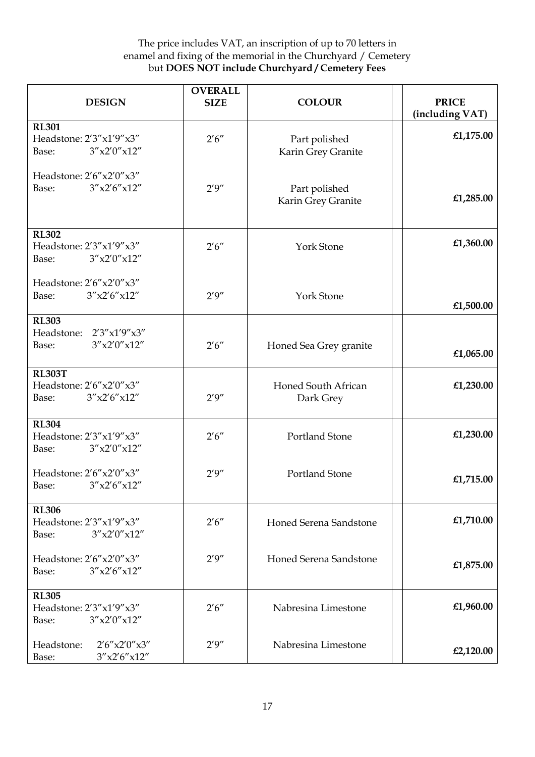The price includes VAT, an inscription of up to 70 letters in enamel and fixing of the memorial in the Churchyard / Cemetery but **DOES NOT include Churchyard / Cemetery Fees**

| DESIGN | OVERALL SIZE | COLOUR | | PRICE (including VAT) |
|---|---|---|---|---|
| **RL301**<br>Headstone: 2'3"x1'9"x3"<br>Base: 3"x2'0"x12" | 2'6" | Part polished Karin Grey Granite | | £1,175.00 |
| Headstone: 2'6"x2'0"x3"<br>Base: 3"x2'6"x12" | 2'9" | Part polished Karin Grey Granite | | £1,285.00 |
| **RL302**<br>Headstone: 2'3"x1'9"x3"<br>Base: 3"x2'0"x12" | 2'6" | York Stone | | £1,360.00 |
| Headstone: 2'6"x2'0"x3"<br>Base: 3"x2'6"x12" | 2'9" | York Stone | | £1,500.00 |
| **RL303**<br>Headstone: 2'3"x1'9"x3"<br>Base: 3"x2'0"x12" | 2'6" | Honed Sea Grey granite | | £1,065.00 |
| **RL303T**<br>Headstone: 2'6"x2'0"x3"<br>Base: 3"x2'6"x12" | 2'9" | Honed South African Dark Grey | | £1,230.00 |
| **RL304**<br>Headstone: 2'3"x1'9"x3"<br>Base: 3"x2'0"x12" | 2'6" | Portland Stone | | £1,230.00 |
| Headstone: 2'6"x2'0"x3"<br>Base: 3"x2'6"x12" | 2'9" | Portland Stone | | £1,715.00 |
| **RL306**<br>Headstone: 2'3"x1'9"x3"<br>Base: 3"x2'0"x12" | 2'6" | Honed Serena Sandstone | | £1,710.00 |
| Headstone: 2'6"x2'0"x3"<br>Base: 3"x2'6"x12" | 2'9" | Honed Serena Sandstone | | £1,875.00 |
| **RL305**<br>Headstone: 2'3"x1'9"x3"<br>Base: 3"x2'0"x12" | 2'6" | Nabresina Limestone | | £1,960.00 |
| Headstone: 2'6"x2'0"x3"<br>Base: 3"x2'6"x12" | 2'9" | Nabresina Limestone | | £2,120.00 |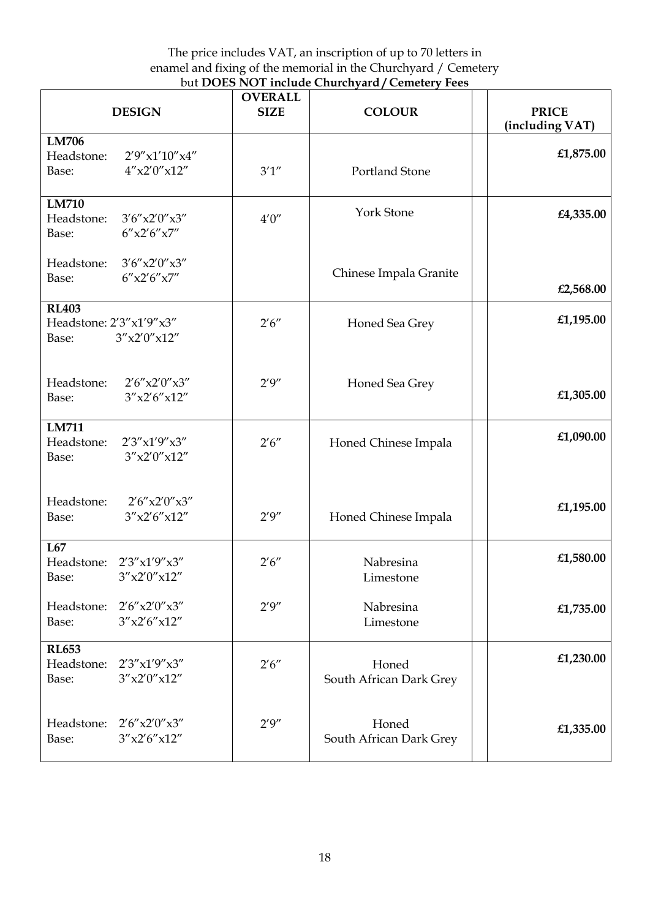The price includes VAT, an inscription of up to 70 letters in enamel and fixing of the memorial in the Churchyard / Cemetery but **DOES NOT include Churchyard / Cemetery Fees**

| DESIGN | OVERALL SIZE | COLOUR | | PRICE (including VAT) |
|---|---|---|---|---|
| **LM706**<br>Headstone: 2′9″x1′10″x4″<br>Base: 4″x2′0″x12″ | 3′1″ | Portland Stone | | **£1,875.00** |
| **LM710**<br>Headstone: 3′6″x2′0″x3″<br>Base: 6″x2′6″x7″ | 4′0″ | York Stone | | **£4,335.00** |
| Headstone: 3′6″x2′0″x3″<br>Base: 6″x2′6″x7″ | | Chinese Impala Granite | | **£2,568.00** |
| **RL403**<br>Headstone: 2′3″x1′9″x3″<br>Base: 3″x2′0″x12″ | 2′6″ | Honed Sea Grey | | **£1,195.00** |
| Headstone: 2′6″x2′0″x3″<br>Base: 3″x2′6″x12″ | 2′9″ | Honed Sea Grey | | **£1,305.00** |
| **LM711**<br>Headstone: 2′3″x1′9″x3″<br>Base: 3″x2′0″x12″ | 2′6″ | Honed Chinese Impala | | **£1,090.00** |
| Headstone: 2′6″x2′0″x3″<br>Base: 3″x2′6″x12″ | 2′9″ | Honed Chinese Impala | | **£1,195.00** |
| **L67**<br>Headstone: 2′3″x1′9″x3″<br>Base: 3″x2′0″x12″ | 2′6″ | Nabresina Limestone | | **£1,580.00** |
| Headstone: 2′6″x2′0″x3″<br>Base: 3″x2′6″x12″ | 2′9″ | Nabresina Limestone | | **£1,735.00** |
| **RL653**<br>Headstone: 2′3″x1′9″x3″<br>Base: 3″x2′0″x12″ | 2′6″ | Honed South African Dark Grey | | **£1,230.00** |
| Headstone: 2′6″x2′0″x3″<br>Base: 3″x2′6″x12″ | 2′9″ | Honed South African Dark Grey | | **£1,335.00** |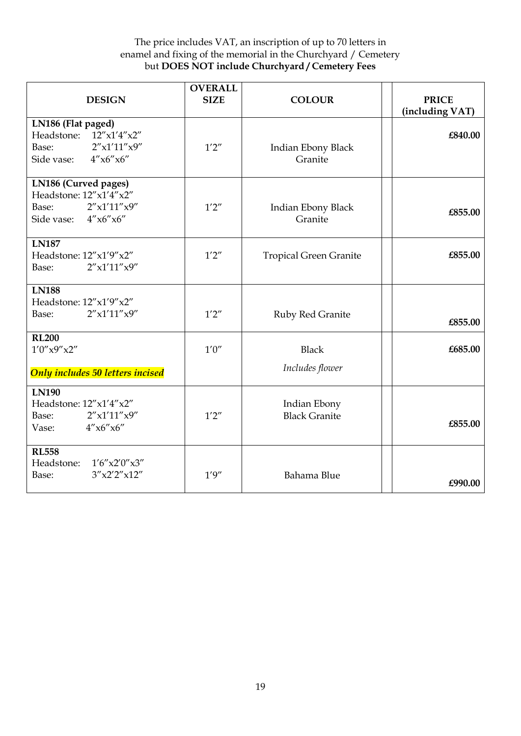The price includes VAT, an inscription of up to 70 letters in enamel and fixing of the memorial in the Churchyard / Cemetery but **DOES NOT include Churchyard / Cemetery Fees**

| DESIGN | OVERALL SIZE | COLOUR | | PRICE (including VAT) |
|---|---|---|---|---|
| **LN186 (Flat paged)**<br>Headstone: 12″x1′4″x2″<br>Base: 2″x1′11″x9″<br>Side vase: 4″x6″x6″ | 1′2″ | Indian Ebony Black Granite | | **£840.00** |
| **LN186 (Curved pages)**<br>Headstone: 12″x1′4″x2″<br>Base: 2″x1′11″x9″<br>Side vase: 4″x6″x6″ | 1′2″ | Indian Ebony Black Granite | | **£855.00** |
| **LN187**<br>Headstone: 12″x1′9″x2″<br>Base: 2″x1′11″x9″ | 1′2″ | Tropical Green Granite | | **£855.00** |
| **LN188**<br>Headstone: 12″x1′9″x2″<br>Base: 2″x1′11″x9″ | 1′2″ | Ruby Red Granite | | **£855.00** |
| **RL200**<br>1′0″x9″x2″<br>***Only includes 50 letters incised*** | 1′0″ | Black<br>*Includes flower* | | **£685.00** |
| **LN190**<br>Headstone: 12″x1′4″x2″<br>Base: 2″x1′11″x9″<br>Vase: 4″x6″x6″ | 1′2″ | Indian Ebony Black Granite | | **£855.00** |
| **RL558**<br>Headstone: 1′6″x2′0″x3″<br>Base: 3″x2′2″x12″ | 1′9″ | Bahama Blue | | **£990.00** |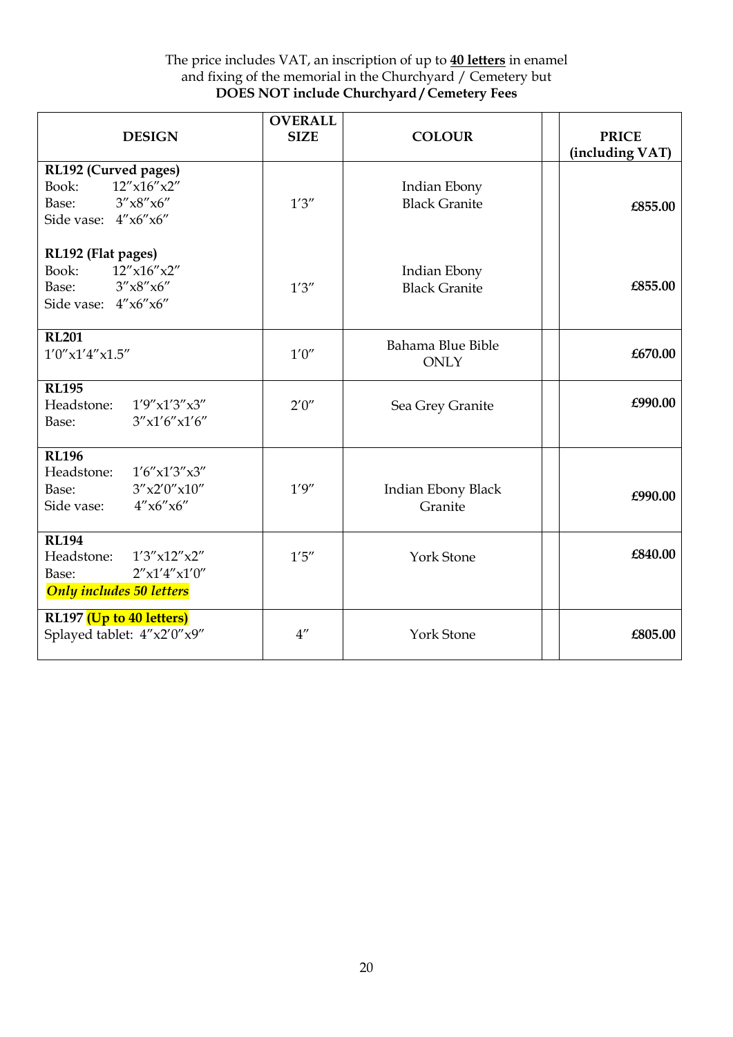The price includes VAT, an inscription of up to **40 letters** in enamel and fixing of the memorial in the Churchyard / Cemetery but
**DOES NOT include Churchyard / Cemetery Fees**

| DESIGN | OVERALL SIZE | COLOUR | | PRICE (including VAT) |
|---|---|---|---|---|
| **RL192 (Curved pages)**<br>Book: 12″x16″x2″<br>Base: 3″x8″x6″<br>Side vase: 4″x6″x6″ | 1′3″ | Indian Ebony Black Granite | | **£855.00** |
| **RL192 (Flat pages)**<br>Book: 12″x16″x2″<br>Base: 3″x8″x6″<br>Side vase: 4″x6″x6″ | 1′3″ | Indian Ebony Black Granite | | **£855.00** |
| **RL201**<br>1′0″x1′4″x1.5″ | 1′0″ | Bahama Blue Bible ONLY | | **£670.00** |
| **RL195**<br>Headstone: 1′9″x1′3″x3″<br>Base: 3″x1′6″x1′6″ | 2′0″ | Sea Grey Granite | | **£990.00** |
| **RL196**<br>Headstone: 1′6″x1′3″x3″<br>Base: 3″x2′0″x10″<br>Side vase: 4″x6″x6″ | 1′9″ | Indian Ebony Black Granite | | **£990.00** |
| **RL194**<br>Headstone: 1′3″x12″x2″<br>Base: 2″x1′4″x1′0″<br>***Only includes 50 letters*** | 1′5″ | York Stone | | **£840.00** |
| **RL197 (Up to 40 letters)**<br>Splayed tablet: 4″x2′0″x9″ | 4″ | York Stone | | **£805.00** |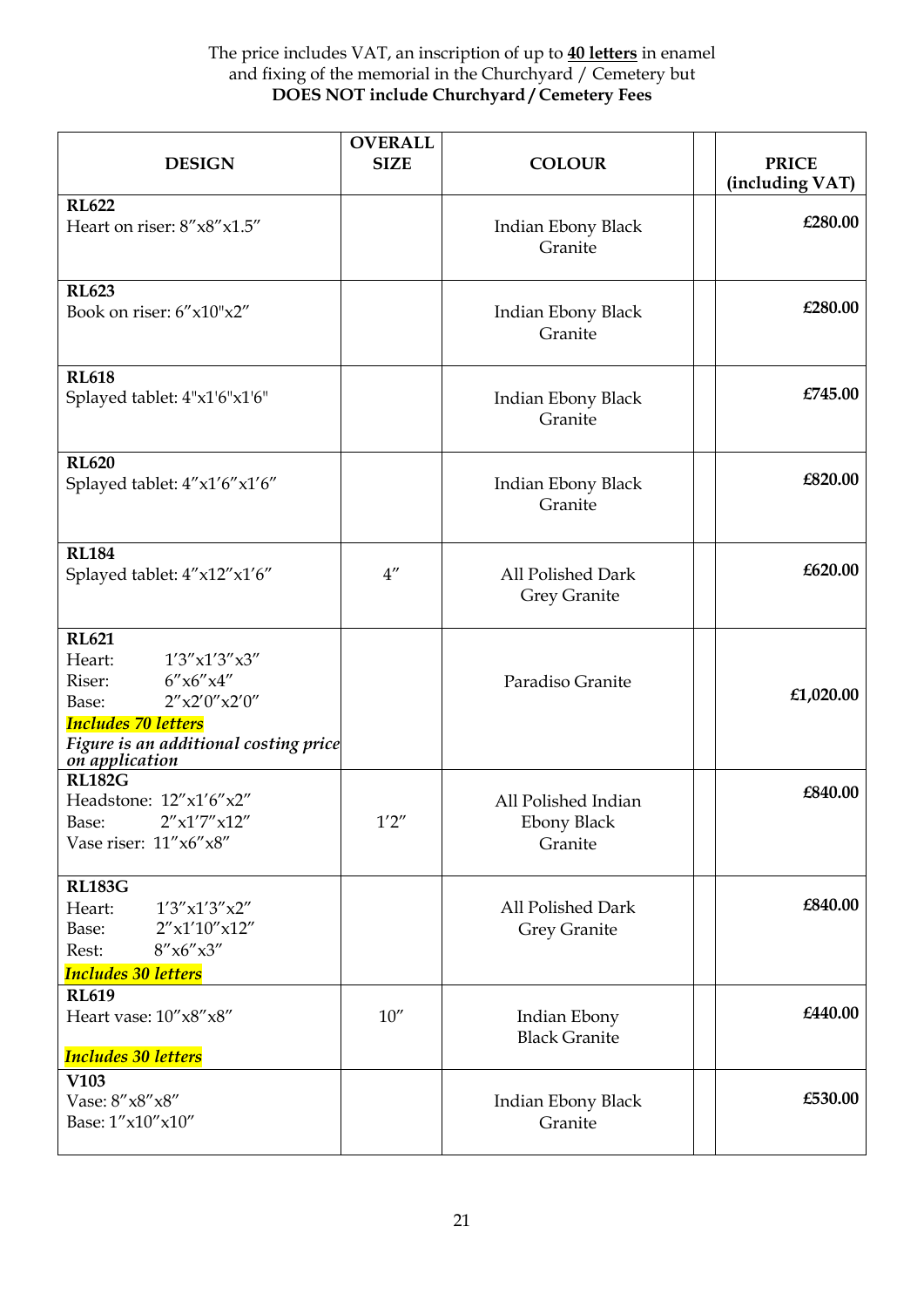The price includes VAT, an inscription of up to **40 letters** in enamel and fixing of the memorial in the Churchyard / Cemetery but **DOES NOT include Churchyard / Cemetery Fees**

| DESIGN | OVERALL SIZE | COLOUR | | PRICE (including VAT) |
|---|---|---|---|---|
| **RL622**<br>Heart on riser: 8″x8″x1.5″ | | Indian Ebony Black Granite | | **£280.00** |
| **RL623**<br>Book on riser: 6″x10"x2″ | | Indian Ebony Black Granite | | **£280.00** |
| **RL618**<br>Splayed tablet: 4"x1'6"x1'6" | | Indian Ebony Black Granite | | **£745.00** |
| **RL620**<br>Splayed tablet: 4″x1′6″x1′6″ | | Indian Ebony Black Granite | | **£820.00** |
| **RL184**<br>Splayed tablet: 4″x12″x1′6″ | 4″ | All Polished Dark Grey Granite | | **£620.00** |
| **RL621**<br>Heart: 1′3″x1′3″x3″<br>Riser: 6″x6″x4″<br>Base: 2″x2′0″x2′0″<br>***Includes 70 letters***<br>*Figure is an additional costing price on application* | | Paradiso Granite | | **£1,020.00** |
| **RL182G**<br>Headstone: 12″x1′6″x2″<br>Base: 2″x1′7″x12″<br>Vase riser: 11″x6″x8″ | 1′2″ | All Polished Indian Ebony Black Granite | | **£840.00** |
| **RL183G**<br>Heart: 1′3″x1′3″x2″<br>Base: 2″x1′10″x12″<br>Rest: 8″x6″x3″<br>***Includes 30 letters*** | | All Polished Dark Grey Granite | | **£840.00** |
| **RL619**<br>Heart vase: 10″x8″x8″<br>***Includes 30 letters*** | 10″ | Indian Ebony Black Granite | | **£440.00** |
| **V103**<br>Vase: 8″x8″x8″<br>Base: 1″x10″x10″ | | Indian Ebony Black Granite | | **£530.00** |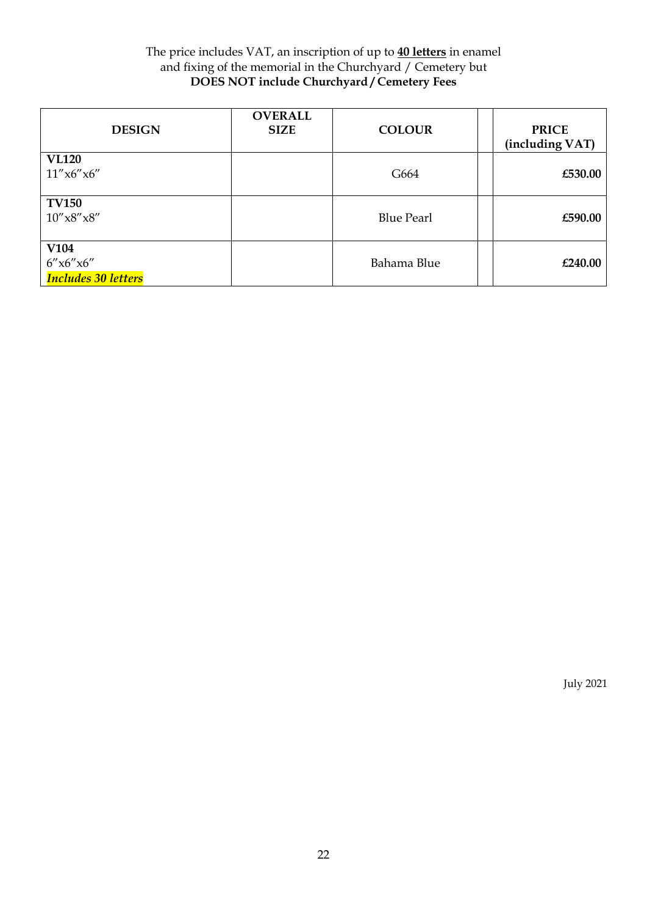The price includes VAT, an inscription of up to **40 letters** in enamel and fixing of the memorial in the Churchyard / Cemetery but **DOES NOT include Churchyard / Cemetery Fees**

| DESIGN | OVERALL SIZE | COLOUR | | PRICE (including VAT) |
|---|---|---|---|---|
| **VL120** 11″x6″x6″ | | G664 | | **£530.00** |
| **TV150** 10″x8″x8″ | | Blue Pearl | | **£590.00** |
| **V104** 6″x6″x6″ ***Includes 30 letters*** | | Bahama Blue | | **£240.00** |

July 2021